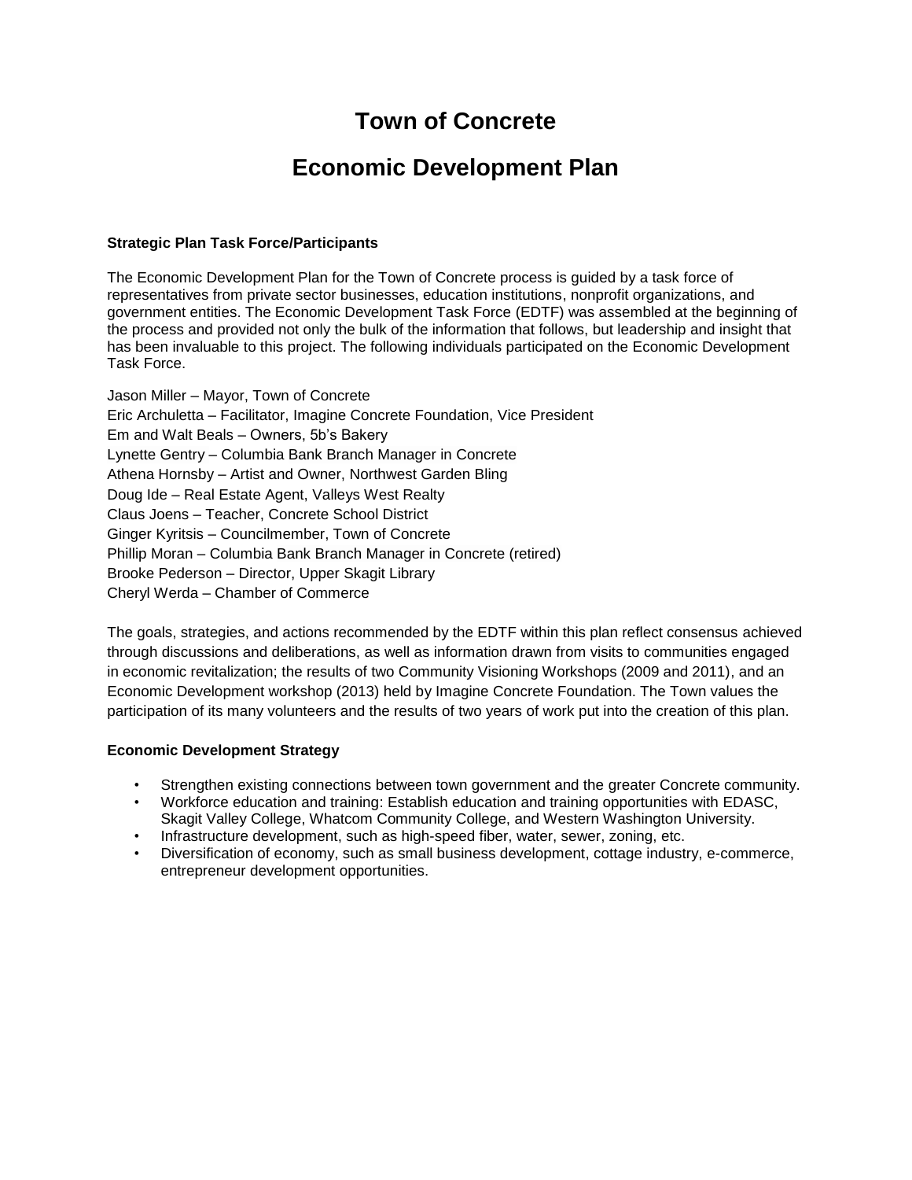# Town of Concrete

# Economic Development Plan

**Strategic Plan Task Force/Participants**

The Economic Development Plan for the Town of Concrete process is guided by a task force of representatives from private sector businesses, education institutions, nonprofit organizations, and government entities. The Economic Development Task Force (EDTF) was assembled at the beginning of the process and provided not only the bulk of the information that follows, but leadership and insight that has been invaluable to this project. The following individuals participated on the Economic Development Task Force.

Jason Miller – Mayor, Town of Concrete
Eric Archuletta – Facilitator, Imagine Concrete Foundation, Vice President
Em and Walt Beals – Owners, 5b's Bakery
Lynette Gentry – Columbia Bank Branch Manager in Concrete
Athena Hornsby – Artist and Owner, Northwest Garden Bling
Doug Ide – Real Estate Agent, Valleys West Realty
Claus Joens – Teacher, Concrete School District
Ginger Kyritsis – Councilmember, Town of Concrete
Phillip Moran – Columbia Bank Branch Manager in Concrete (retired)
Brooke Pederson – Director, Upper Skagit Library
Cheryl Werda – Chamber of Commerce

The goals, strategies, and actions recommended by the EDTF within this plan reflect consensus achieved through discussions and deliberations, as well as information drawn from visits to communities engaged in economic revitalization; the results of two Community Visioning Workshops (2009 and 2011), and an Economic Development workshop (2013) held by Imagine Concrete Foundation. The Town values the participation of its many volunteers and the results of two years of work put into the creation of this plan.

**Economic Development Strategy**

- Strengthen existing connections between town government and the greater Concrete community.
- Workforce education and training: Establish education and training opportunities with EDASC, Skagit Valley College, Whatcom Community College, and Western Washington University.
- Infrastructure development, such as high-speed fiber, water, sewer, zoning, etc.
- Diversification of economy, such as small business development, cottage industry, e-commerce, entrepreneur development opportunities.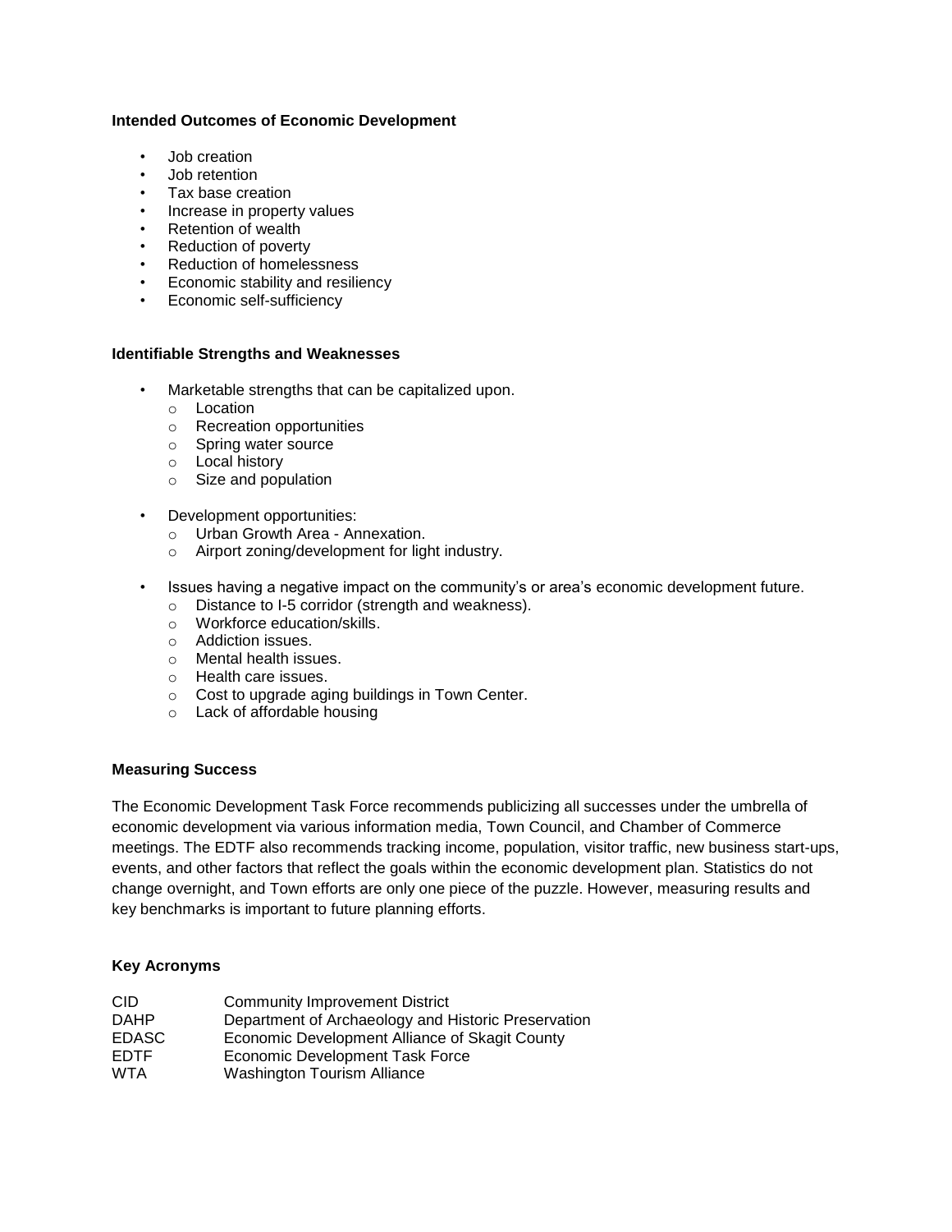### Intended Outcomes of Economic Development

- Job creation
- Job retention
- Tax base creation
- Increase in property values
- Retention of wealth
- Reduction of poverty
- Reduction of homelessness
- Economic stability and resiliency
- Economic self-sufficiency

### Identifiable Strengths and Weaknesses

- Marketable strengths that can be capitalized upon.
  - Location
  - Recreation opportunities
  - Spring water source
  - Local history
  - Size and population

- Development opportunities:
  - Urban Growth Area - Annexation.
  - Airport zoning/development for light industry.

- Issues having a negative impact on the community's or area's economic development future.
  - Distance to I-5 corridor (strength and weakness).
  - Workforce education/skills.
  - Addiction issues.
  - Mental health issues.
  - Health care issues.
  - Cost to upgrade aging buildings in Town Center.
  - Lack of affordable housing

### Measuring Success

The Economic Development Task Force recommends publicizing all successes under the umbrella of economic development via various information media, Town Council, and Chamber of Commerce meetings. The EDTF also recommends tracking income, population, visitor traffic, new business start-ups, events, and other factors that reflect the goals within the economic development plan. Statistics do not change overnight, and Town efforts are only one piece of the puzzle. However, measuring results and key benchmarks is important to future planning efforts.

### Key Acronyms

| | |
|---|---|
| CID | Community Improvement District |
| DAHP | Department of Archaeology and Historic Preservation |
| EDASC | Economic Development Alliance of Skagit County |
| EDTF | Economic Development Task Force |
| WTA | Washington Tourism Alliance |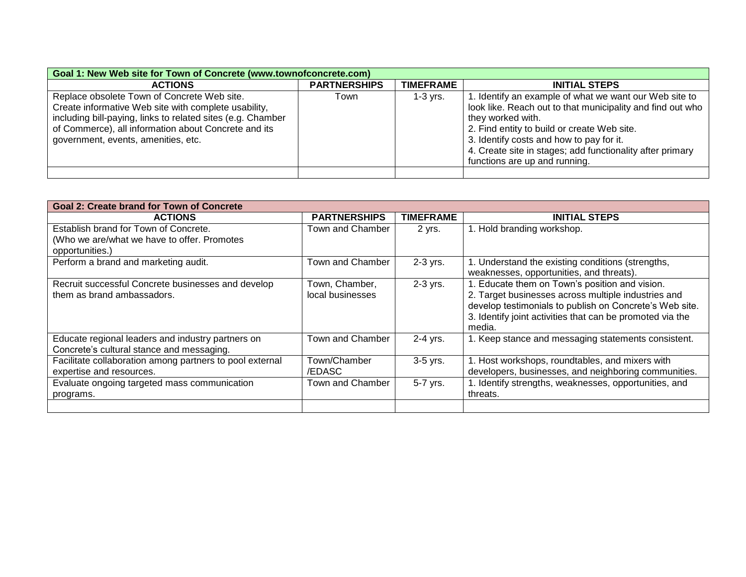| Goal 1: New Web site for Town of Concrete (www.townofconcrete.com) | | | |
|---|---|---|---|
| **ACTIONS** | **PARTNERSHIPS** | **TIMEFRAME** | **INITIAL STEPS** |
| Replace obsolete Town of Concrete Web site. Create informative Web site with complete usability, including bill-paying, links to related sites (e.g. Chamber of Commerce), all information about Concrete and its government, events, amenities, etc. | Town | 1-3 yrs. | 1. Identify an example of what we want our Web site to look like. Reach out to that municipality and find out who they worked with.<br>2. Find entity to build or create Web site.<br>3. Identify costs and how to pay for it.<br>4. Create site in stages; add functionality after primary functions are up and running. |
| | | | |

| Goal 2: Create brand for Town of Concrete | | | |
|---|---|---|---|
| **ACTIONS** | **PARTNERSHIPS** | **TIMEFRAME** | **INITIAL STEPS** |
| Establish brand for Town of Concrete. (Who we are/what we have to offer. Promotes opportunities.) | Town and Chamber | 2 yrs. | 1. Hold branding workshop. |
| Perform a brand and marketing audit. | Town and Chamber | 2-3 yrs. | 1. Understand the existing conditions (strengths, weaknesses, opportunities, and threats). |
| Recruit successful Concrete businesses and develop them as brand ambassadors. | Town, Chamber, local businesses | 2-3 yrs. | 1. Educate them on Town's position and vision.<br>2. Target businesses across multiple industries and develop testimonials to publish on Concrete's Web site.<br>3. Identify joint activities that can be promoted via the media. |
| Educate regional leaders and industry partners on Concrete's cultural stance and messaging. | Town and Chamber | 2-4 yrs. | 1. Keep stance and messaging statements consistent. |
| Facilitate collaboration among partners to pool external expertise and resources. | Town/Chamber /EDASC | 3-5 yrs. | 1. Host workshops, roundtables, and mixers with developers, businesses, and neighboring communities. |
| Evaluate ongoing targeted mass communication programs. | Town and Chamber | 5-7 yrs. | 1. Identify strengths, weaknesses, opportunities, and threats. |
| | | | |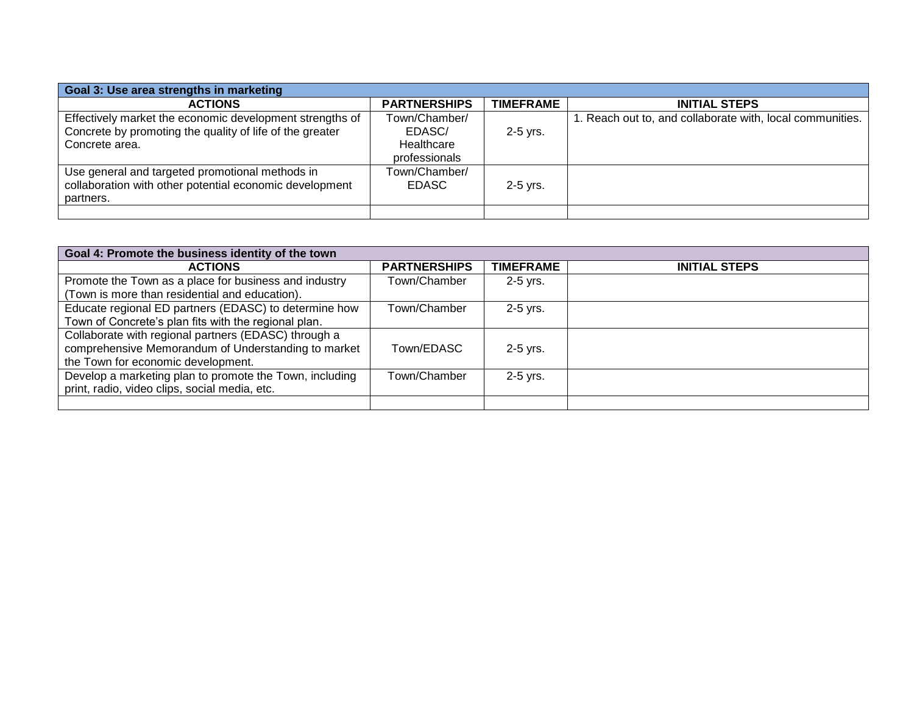| Goal 3: Use area strengths in marketing | | | |
|---|---|---|---|
| **ACTIONS** | **PARTNERSHIPS** | **TIMEFRAME** | **INITIAL STEPS** |
| Effectively market the economic development strengths of Concrete by promoting the quality of life of the greater Concrete area. | Town/Chamber/ EDASC/ Healthcare professionals | 2-5 yrs. | 1. Reach out to, and collaborate with, local communities. |
| Use general and targeted promotional methods in collaboration with other potential economic development partners. | Town/Chamber/ EDASC | 2-5 yrs. | |
| | | | |

| Goal 4: Promote the business identity of the town | | | |
|---|---|---|---|
| **ACTIONS** | **PARTNERSHIPS** | **TIMEFRAME** | **INITIAL STEPS** |
| Promote the Town as a place for business and industry (Town is more than residential and education). | Town/Chamber | 2-5 yrs. | |
| Educate regional ED partners (EDASC) to determine how Town of Concrete's plan fits with the regional plan. | Town/Chamber | 2-5 yrs. | |
| Collaborate with regional partners (EDASC) through a comprehensive Memorandum of Understanding to market the Town for economic development. | Town/EDASC | 2-5 yrs. | |
| Develop a marketing plan to promote the Town, including print, radio, video clips, social media, etc. | Town/Chamber | 2-5 yrs. | |
| | | | |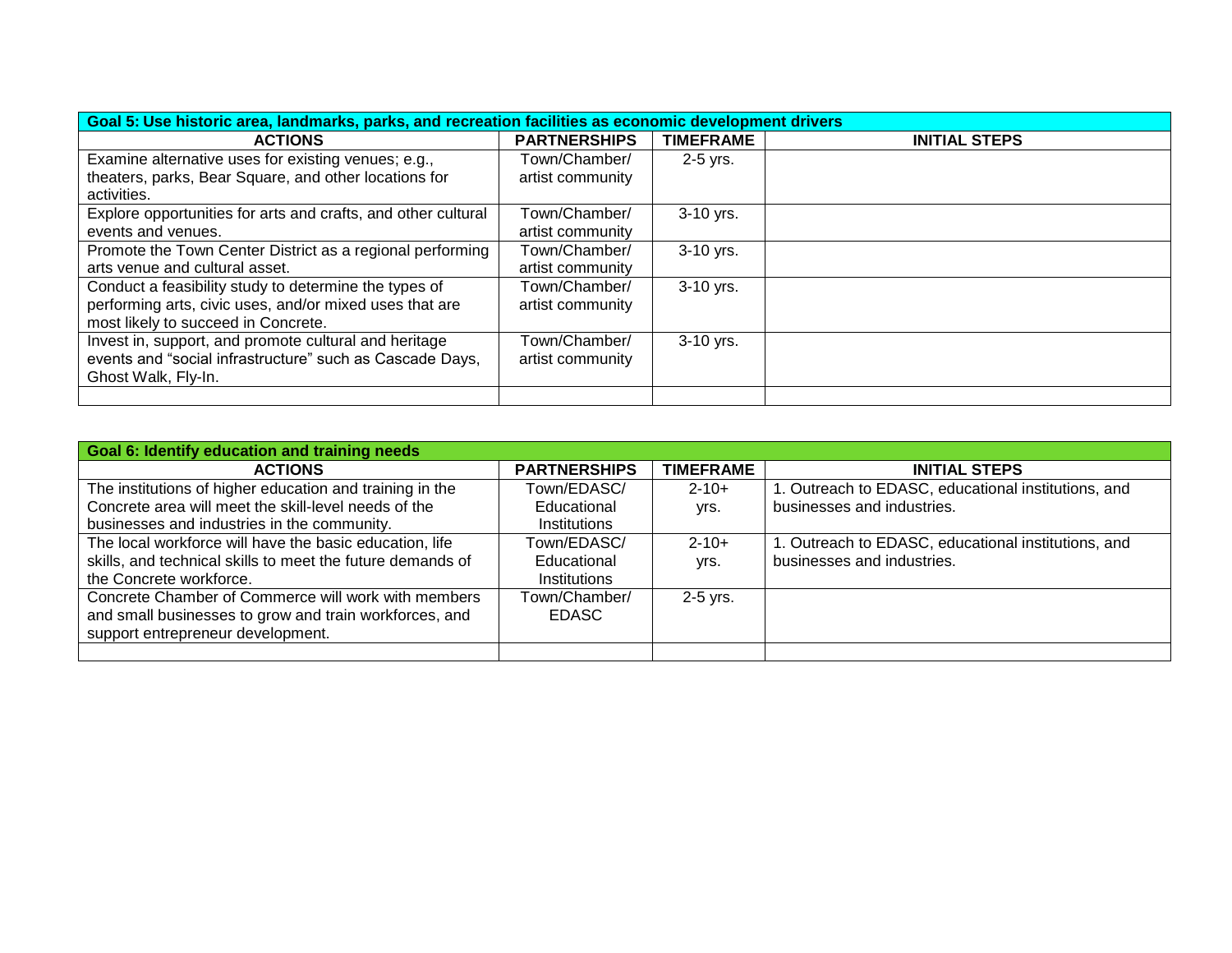| Goal 5: Use historic area, landmarks, parks, and recreation facilities as economic development drivers | | | |
|---|---|---|---|
| **ACTIONS** | **PARTNERSHIPS** | **TIMEFRAME** | **INITIAL STEPS** |
| Examine alternative uses for existing venues; e.g., theaters, parks, Bear Square, and other locations for activities. | Town/Chamber/ artist community | 2-5 yrs. | |
| Explore opportunities for arts and crafts, and other cultural events and venues. | Town/Chamber/ artist community | 3-10 yrs. | |
| Promote the Town Center District as a regional performing arts venue and cultural asset. | Town/Chamber/ artist community | 3-10 yrs. | |
| Conduct a feasibility study to determine the types of performing arts, civic uses, and/or mixed uses that are most likely to succeed in Concrete. | Town/Chamber/ artist community | 3-10 yrs. | |
| Invest in, support, and promote cultural and heritage events and "social infrastructure" such as Cascade Days, Ghost Walk, Fly-In. | Town/Chamber/ artist community | 3-10 yrs. | |
| | | | |

| Goal 6: Identify education and training needs | | | |
|---|---|---|---|
| **ACTIONS** | **PARTNERSHIPS** | **TIMEFRAME** | **INITIAL STEPS** |
| The institutions of higher education and training in the Concrete area will meet the skill-level needs of the businesses and industries in the community. | Town/EDASC/ Educational Institutions | 2-10+ yrs. | 1. Outreach to EDASC, educational institutions, and businesses and industries. |
| The local workforce will have the basic education, life skills, and technical skills to meet the future demands of the Concrete workforce. | Town/EDASC/ Educational Institutions | 2-10+ yrs. | 1. Outreach to EDASC, educational institutions, and businesses and industries. |
| Concrete Chamber of Commerce will work with members and small businesses to grow and train workforces, and support entrepreneur development. | Town/Chamber/ EDASC | 2-5 yrs. | |
| | | | |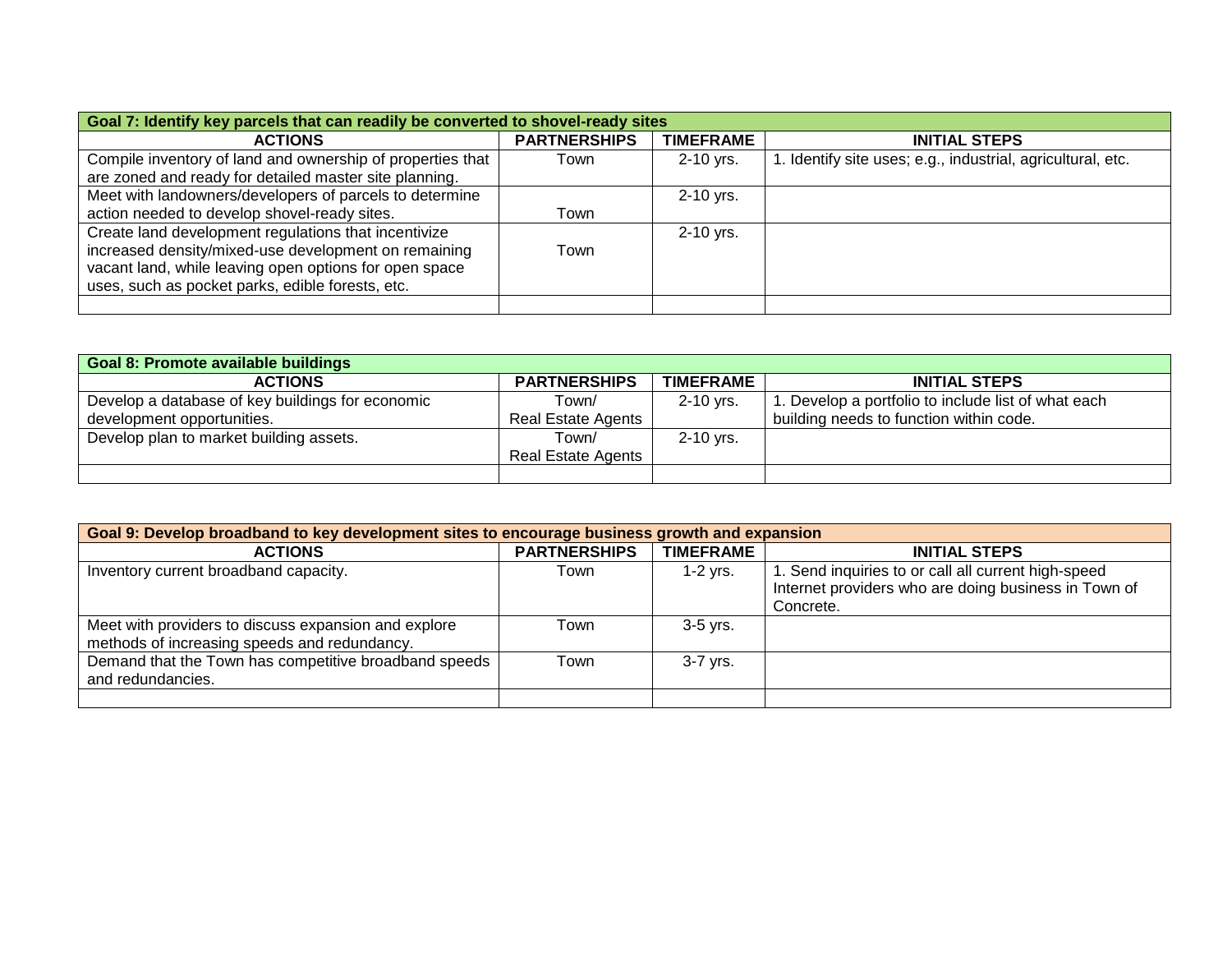| Goal 7: Identify key parcels that can readily be converted to shovel-ready sites | | | |
|---|---|---|---|
| **ACTIONS** | **PARTNERSHIPS** | **TIMEFRAME** | **INITIAL STEPS** |
| Compile inventory of land and ownership of properties that are zoned and ready for detailed master site planning. | Town | 2-10 yrs. | 1. Identify site uses; e.g., industrial, agricultural, etc. |
| Meet with landowners/developers of parcels to determine action needed to develop shovel-ready sites. | Town | 2-10 yrs. | |
| Create land development regulations that incentivize increased density/mixed-use development on remaining vacant land, while leaving open options for open space uses, such as pocket parks, edible forests, etc. | Town | 2-10 yrs. | |
| | | | |

| Goal 8: Promote available buildings | | | |
|---|---|---|---|
| **ACTIONS** | **PARTNERSHIPS** | **TIMEFRAME** | **INITIAL STEPS** |
| Develop a database of key buildings for economic development opportunities. | Town/ Real Estate Agents | 2-10 yrs. | 1. Develop a portfolio to include list of what each building needs to function within code. |
| Develop plan to market building assets. | Town/ Real Estate Agents | 2-10 yrs. | |
| | | | |

| Goal 9: Develop broadband to key development sites to encourage business growth and expansion | | | |
|---|---|---|---|
| **ACTIONS** | **PARTNERSHIPS** | **TIMEFRAME** | **INITIAL STEPS** |
| Inventory current broadband capacity. | Town | 1-2 yrs. | 1. Send inquiries to or call all current high-speed Internet providers who are doing business in Town of Concrete. |
| Meet with providers to discuss expansion and explore methods of increasing speeds and redundancy. | Town | 3-5 yrs. | |
| Demand that the Town has competitive broadband speeds and redundancies. | Town | 3-7 yrs. | |
| | | | |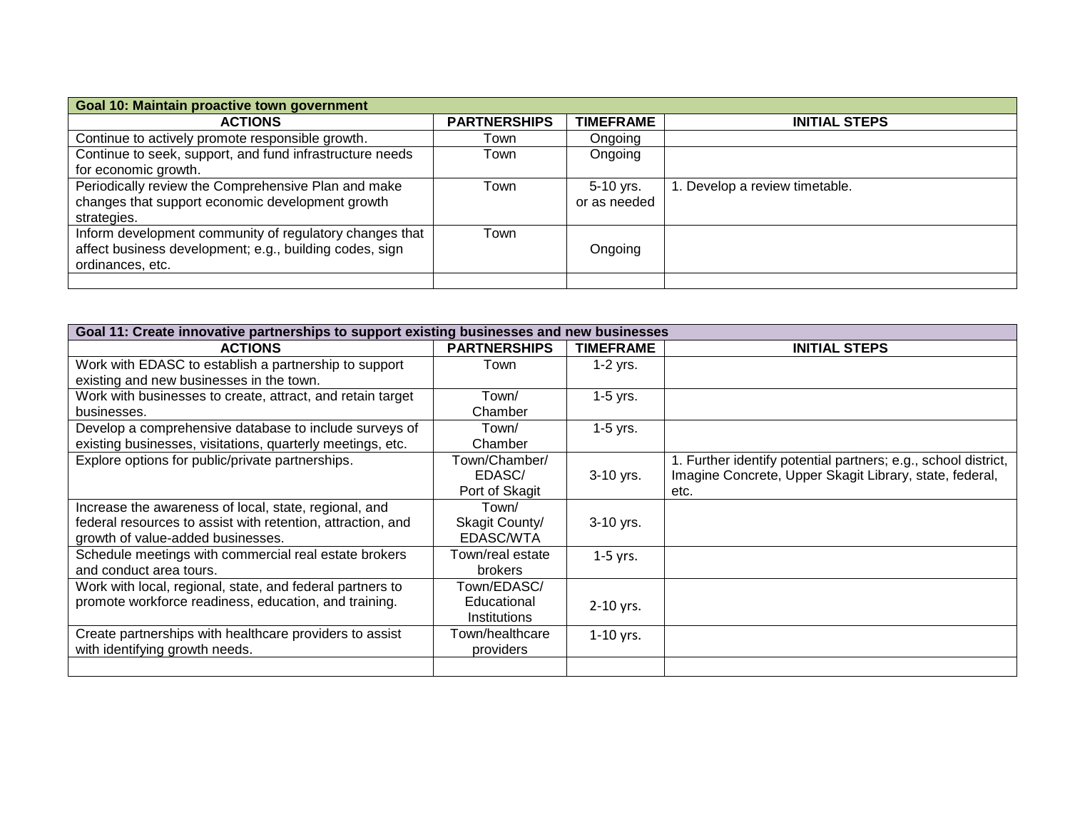| Goal 10: Maintain proactive town government | | | |
|---|---|---|---|
| **ACTIONS** | **PARTNERSHIPS** | **TIMEFRAME** | **INITIAL STEPS** |
| Continue to actively promote responsible growth. | Town | Ongoing | |
| Continue to seek, support, and fund infrastructure needs for economic growth. | Town | Ongoing | |
| Periodically review the Comprehensive Plan and make changes that support economic development growth strategies. | Town | 5-10 yrs. or as needed | 1. Develop a review timetable. |
| Inform development community of regulatory changes that affect business development; e.g., building codes, sign ordinances, etc. | Town | Ongoing | |
| | | | |

| Goal 11: Create innovative partnerships to support existing businesses and new businesses | | | |
|---|---|---|---|
| **ACTIONS** | **PARTNERSHIPS** | **TIMEFRAME** | **INITIAL STEPS** |
| Work with EDASC to establish a partnership to support existing and new businesses in the town. | Town | 1-2 yrs. | |
| Work with businesses to create, attract, and retain target businesses. | Town/ Chamber | 1-5 yrs. | |
| Develop a comprehensive database to include surveys of existing businesses, visitations, quarterly meetings, etc. | Town/ Chamber | 1-5 yrs. | |
| Explore options for public/private partnerships. | Town/Chamber/ EDASC/ Port of Skagit | 3-10 yrs. | 1. Further identify potential partners; e.g., school district, Imagine Concrete, Upper Skagit Library, state, federal, etc. |
| Increase the awareness of local, state, regional, and federal resources to assist with retention, attraction, and growth of value-added businesses. | Town/ Skagit County/ EDASC/WTA | 3-10 yrs. | |
| Schedule meetings with commercial real estate brokers and conduct area tours. | Town/real estate brokers | 1-5 yrs. | |
| Work with local, regional, state, and federal partners to promote workforce readiness, education, and training. | Town/EDASC/ Educational Institutions | 2-10 yrs. | |
| Create partnerships with healthcare providers to assist with identifying growth needs. | Town/healthcare providers | 1-10 yrs. | |
| | | | |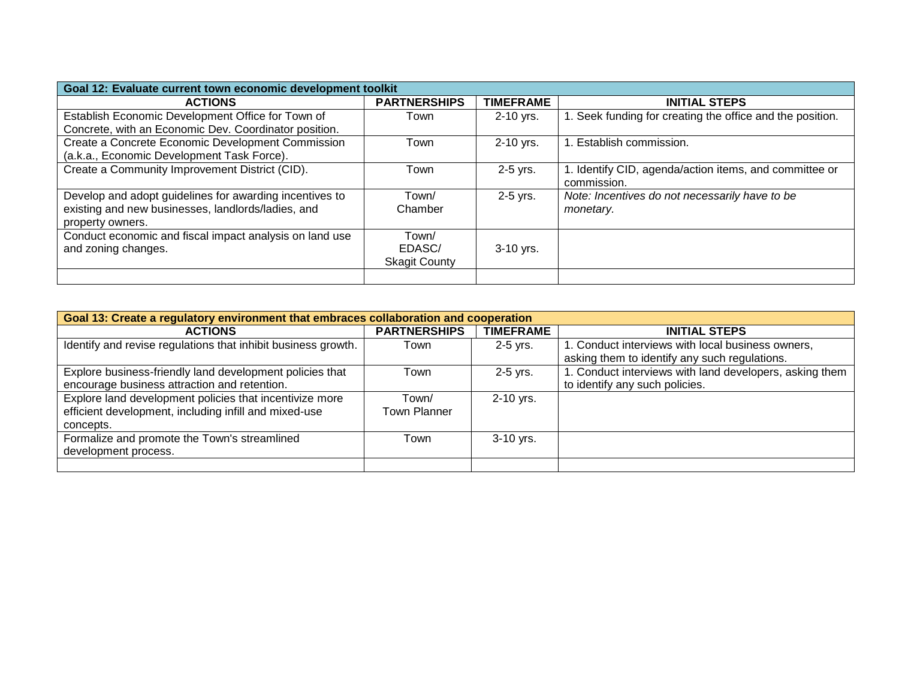| Goal 12: Evaluate current town economic development toolkit | | | |
|---|---|---|---|
| **ACTIONS** | **PARTNERSHIPS** | **TIMEFRAME** | **INITIAL STEPS** |
| Establish Economic Development Office for Town of Concrete, with an Economic Dev. Coordinator position. | Town | 2-10 yrs. | 1. Seek funding for creating the office and the position. |
| Create a Concrete Economic Development Commission (a.k.a., Economic Development Task Force). | Town | 2-10 yrs. | 1. Establish commission. |
| Create a Community Improvement District (CID). | Town | 2-5 yrs. | 1. Identify CID, agenda/action items, and committee or commission. |
| Develop and adopt guidelines for awarding incentives to existing and new businesses, landlords/ladies, and property owners. | Town/ Chamber | 2-5 yrs. | *Note: Incentives do not necessarily have to be monetary.* |
| Conduct economic and fiscal impact analysis on land use and zoning changes. | Town/ EDASC/ Skagit County | 3-10 yrs. | |
| | | | |

| Goal 13: Create a regulatory environment that embraces collaboration and cooperation | | | |
|---|---|---|---|
| **ACTIONS** | **PARTNERSHIPS** | **TIMEFRAME** | **INITIAL STEPS** |
| Identify and revise regulations that inhibit business growth. | Town | 2-5 yrs. | 1. Conduct interviews with local business owners, asking them to identify any such regulations. |
| Explore business-friendly land development policies that encourage business attraction and retention. | Town | 2-5 yrs. | 1. Conduct interviews with land developers, asking them to identify any such policies. |
| Explore land development policies that incentivize more efficient development, including infill and mixed-use concepts. | Town/ Town Planner | 2-10 yrs. | |
| Formalize and promote the Town's streamlined development process. | Town | 3-10 yrs. | |
| | | | |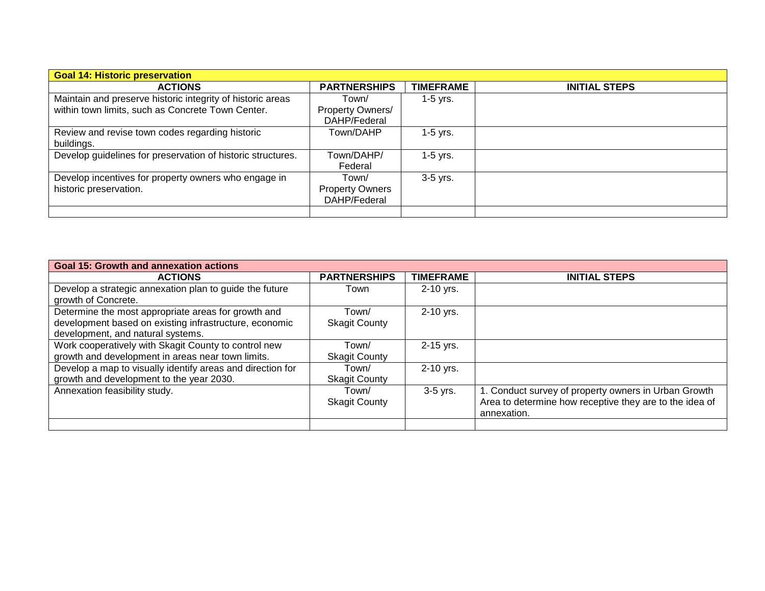| Goal 14: Historic preservation | | | |
|---|---|---|---|
| **ACTIONS** | **PARTNERSHIPS** | **TIMEFRAME** | **INITIAL STEPS** |
| Maintain and preserve historic integrity of historic areas within town limits, such as Concrete Town Center. | Town/ Property Owners/ DAHP/Federal | 1-5 yrs. | |
| Review and revise town codes regarding historic buildings. | Town/DAHP | 1-5 yrs. | |
| Develop guidelines for preservation of historic structures. | Town/DAHP/ Federal | 1-5 yrs. | |
| Develop incentives for property owners who engage in historic preservation. | Town/ Property Owners DAHP/Federal | 3-5 yrs. | |
| | | | |

| Goal 15: Growth and annexation actions | | | |
|---|---|---|---|
| **ACTIONS** | **PARTNERSHIPS** | **TIMEFRAME** | **INITIAL STEPS** |
| Develop a strategic annexation plan to guide the future growth of Concrete. | Town | 2-10 yrs. | |
| Determine the most appropriate areas for growth and development based on existing infrastructure, economic development, and natural systems. | Town/ Skagit County | 2-10 yrs. | |
| Work cooperatively with Skagit County to control new growth and development in areas near town limits. | Town/ Skagit County | 2-15 yrs. | |
| Develop a map to visually identify areas and direction for growth and development to the year 2030. | Town/ Skagit County | 2-10 yrs. | |
| Annexation feasibility study. | Town/ Skagit County | 3-5 yrs. | 1. Conduct survey of property owners in Urban Growth Area to determine how receptive they are to the idea of annexation. |
| | | | |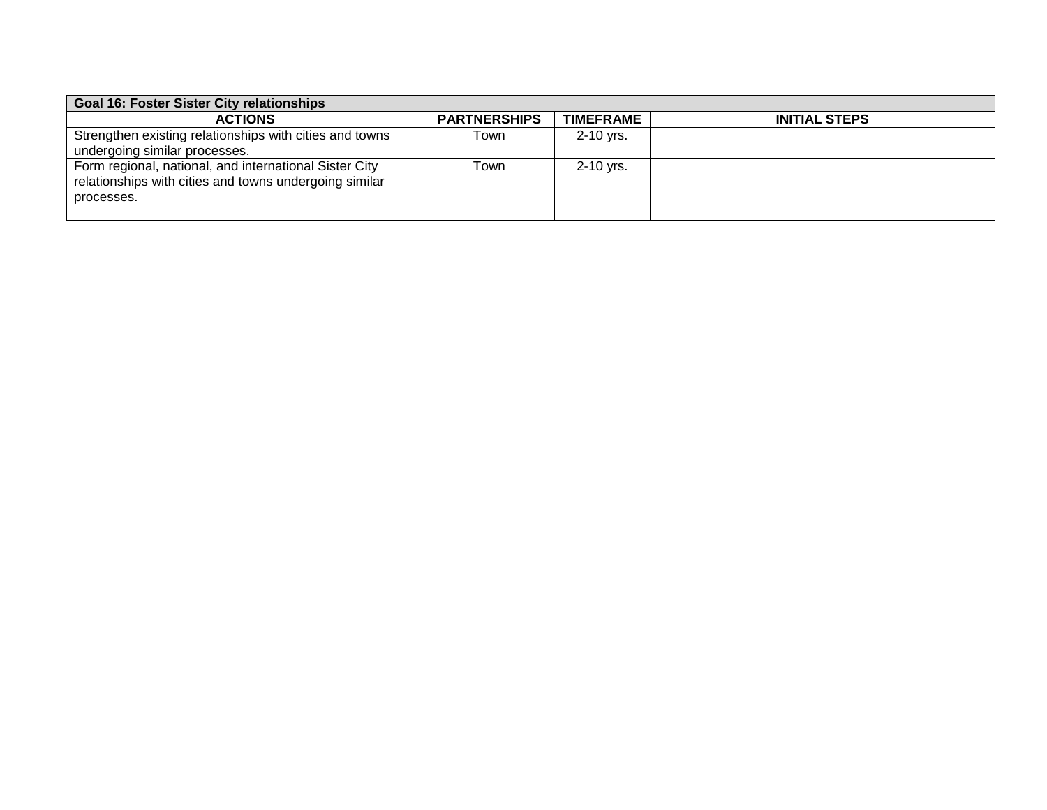| Goal 16: Foster Sister City relationships | | | |
|---|---|---|---|
| **ACTIONS** | **PARTNERSHIPS** | **TIMEFRAME** | **INITIAL STEPS** |
| Strengthen existing relationships with cities and towns undergoing similar processes. | Town | 2-10 yrs. | |
| Form regional, national, and international Sister City relationships with cities and towns undergoing similar processes. | Town | 2-10 yrs. | |
| | | | |